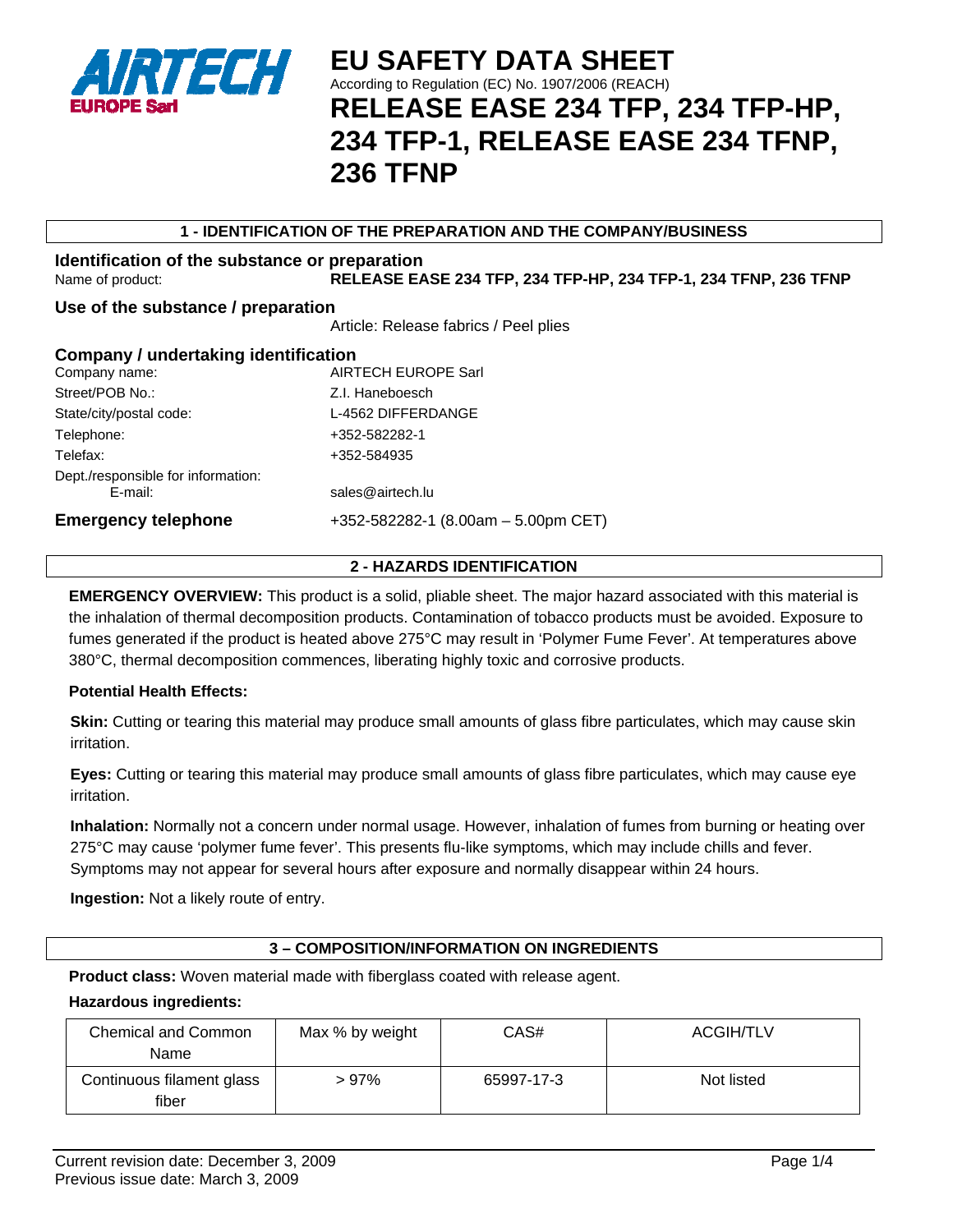# EU SAFETY DATA SHEET

According to Regulation (EC) No. 1907/2006 (REACH)

# RELEASE EASE 234 TFP, 234 TFP-HP, 234 TFP-1, RELEASE EASE 234 TFNP, 236 TFNP

## 1 - IDENTIFICATION OF THE PREPARATION AND THE COMPANY/BUSINESS

### Identification of the substance or preparation

Name of product: **RELEASE EASE 234 TFP, 234 TFP-HP, 234 TFP-1, 234 TFNP, 236 TFNP**

### Use of the substance / preparation

Article: Release fabrics / Peel plies

### Company / undertaking identification

| | |
|---|---|
| Company name: | AIRTECH EUROPE Sarl |
| Street/POB No.: | Z.I. Haneboesch |
| State/city/postal code: | L-4562 DIFFERDANGE |
| Telephone: | +352-582282-1 |
| Telefax: | +352-584935 |
| Dept./responsible for information: E-mail: | sales@airtech.lu |

**Emergency telephone** +352-582282-1 (8.00am – 5.00pm CET)

## 2 - HAZARDS IDENTIFICATION

**EMERGENCY OVERVIEW:** This product is a solid, pliable sheet. The major hazard associated with this material is the inhalation of thermal decomposition products. Contamination of tobacco products must be avoided. Exposure to fumes generated if the product is heated above 275°C may result in 'Polymer Fume Fever'. At temperatures above 380°C, thermal decomposition commences, liberating highly toxic and corrosive products.

**Potential Health Effects:**

**Skin:** Cutting or tearing this material may produce small amounts of glass fibre particulates, which may cause skin irritation.

**Eyes:** Cutting or tearing this material may produce small amounts of glass fibre particulates, which may cause eye irritation.

**Inhalation:** Normally not a concern under normal usage. However, inhalation of fumes from burning or heating over 275°C may cause 'polymer fume fever'. This presents flu-like symptoms, which may include chills and fever. Symptoms may not appear for several hours after exposure and normally disappear within 24 hours.

**Ingestion:** Not a likely route of entry.

## 3 – COMPOSITION/INFORMATION ON INGREDIENTS

**Product class:** Woven material made with fiberglass coated with release agent.

**Hazardous ingredients:**

| Chemical and Common Name | Max % by weight | CAS# | ACGIH/TLV |
|---|---|---|---|
| Continuous filament glass fiber | > 97% | 65997-17-3 | Not listed |

Current revision date: December 3, 2009
Previous issue date: March 3, 2009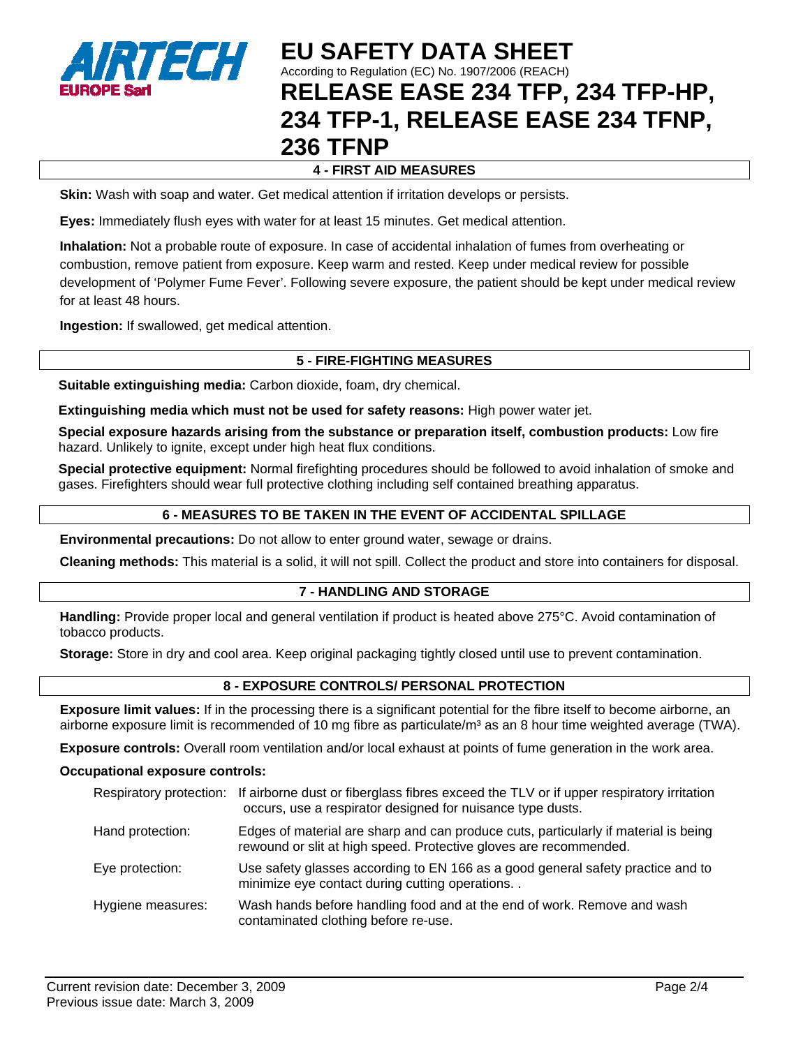## 4 - FIRST AID MEASURES

**Skin:** Wash with soap and water. Get medical attention if irritation develops or persists.

**Eyes:** Immediately flush eyes with water for at least 15 minutes. Get medical attention.

**Inhalation:** Not a probable route of exposure. In case of accidental inhalation of fumes from overheating or combustion, remove patient from exposure. Keep warm and rested. Keep under medical review for possible development of 'Polymer Fume Fever'. Following severe exposure, the patient should be kept under medical review for at least 48 hours.

**Ingestion:** If swallowed, get medical attention.

## 5 - FIRE-FIGHTING MEASURES

**Suitable extinguishing media:** Carbon dioxide, foam, dry chemical.

**Extinguishing media which must not be used for safety reasons:** High power water jet.

**Special exposure hazards arising from the substance or preparation itself, combustion products:** Low fire hazard. Unlikely to ignite, except under high heat flux conditions.

**Special protective equipment:** Normal firefighting procedures should be followed to avoid inhalation of smoke and gases. Firefighters should wear full protective clothing including self contained breathing apparatus.

## 6 - MEASURES TO BE TAKEN IN THE EVENT OF ACCIDENTAL SPILLAGE

**Environmental precautions:** Do not allow to enter ground water, sewage or drains.

**Cleaning methods:** This material is a solid, it will not spill. Collect the product and store into containers for disposal.

## 7 - HANDLING AND STORAGE

**Handling:** Provide proper local and general ventilation if product is heated above 275°C. Avoid contamination of tobacco products.

**Storage:** Store in dry and cool area. Keep original packaging tightly closed until use to prevent contamination.

## 8 - EXPOSURE CONTROLS/ PERSONAL PROTECTION

**Exposure limit values:** If in the processing there is a significant potential for the fibre itself to become airborne, an airborne exposure limit is recommended of 10 mg fibre as particulate/m³ as an 8 hour time weighted average (TWA).

**Exposure controls:** Overall room ventilation and/or local exhaust at points of fume generation in the work area.

**Occupational exposure controls:**

| | |
|---|---|
| Respiratory protection: | If airborne dust or fiberglass fibres exceed the TLV or if upper respiratory irritation occurs, use a respirator designed for nuisance type dusts. |
| Hand protection: | Edges of material are sharp and can produce cuts, particularly if material is being rewound or slit at high speed. Protective gloves are recommended. |
| Eye protection: | Use safety glasses according to EN 166 as a good general safety practice and to minimize eye contact during cutting operations. . |
| Hygiene measures: | Wash hands before handling food and at the end of work. Remove and wash contaminated clothing before re-use. |

Current revision date: December 3, 2009
Previous issue date: March 3, 2009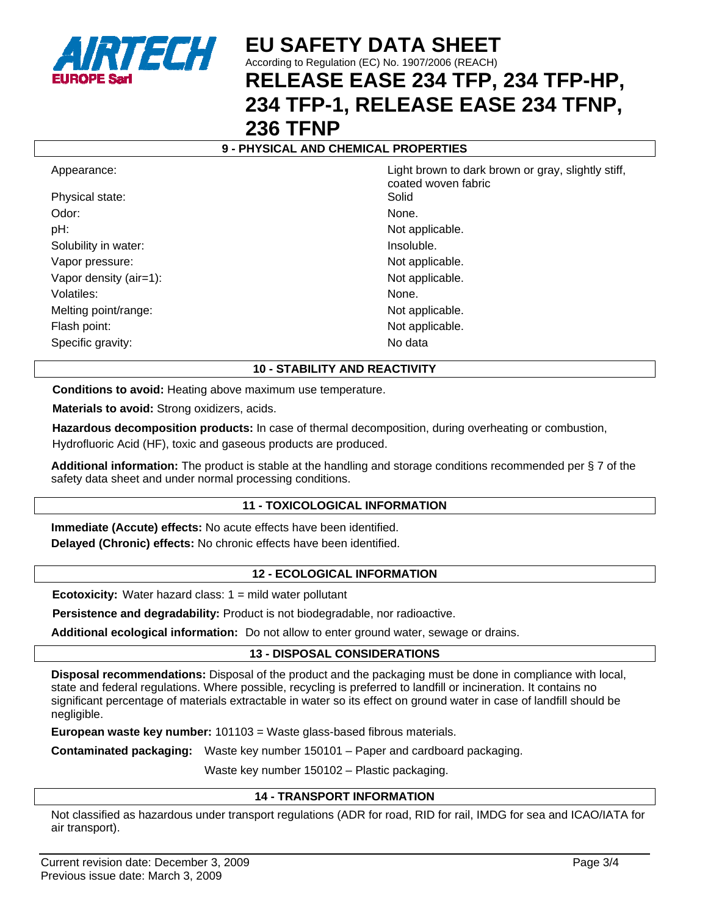## 9 - PHYSICAL AND CHEMICAL PROPERTIES

| | |
|---|---|
| Appearance: | Light brown to dark brown or gray, slightly stiff, coated woven fabric |
| Physical state: | Solid |
| Odor: | None. |
| pH: | Not applicable. |
| Solubility in water: | Insoluble. |
| Vapor pressure: | Not applicable. |
| Vapor density (air=1): | Not applicable. |
| Volatiles: | None. |
| Melting point/range: | Not applicable. |
| Flash point: | Not applicable. |
| Specific gravity: | No data |

## 10 - STABILITY AND REACTIVITY

**Conditions to avoid:** Heating above maximum use temperature.

**Materials to avoid:** Strong oxidizers, acids.

**Hazardous decomposition products:** In case of thermal decomposition, during overheating or combustion, Hydrofluoric Acid (HF), toxic and gaseous products are produced.

**Additional information:** The product is stable at the handling and storage conditions recommended per § 7 of the safety data sheet and under normal processing conditions.

## 11 - TOXICOLOGICAL INFORMATION

**Immediate (Accute) effects:** No acute effects have been identified.
**Delayed (Chronic) effects:** No chronic effects have been identified.

## 12 - ECOLOGICAL INFORMATION

**Ecotoxicity:** Water hazard class: 1 = mild water pollutant

**Persistence and degradability:** Product is not biodegradable, nor radioactive.

**Additional ecological information:** Do not allow to enter ground water, sewage or drains.

## 13 - DISPOSAL CONSIDERATIONS

**Disposal recommendations:** Disposal of the product and the packaging must be done in compliance with local, state and federal regulations. Where possible, recycling is preferred to landfill or incineration. It contains no significant percentage of materials extractable in water so its effect on ground water in case of landfill should be negligible.

**European waste key number:** 101103 = Waste glass-based fibrous materials.

**Contaminated packaging:** Waste key number 150101 – Paper and cardboard packaging.

Waste key number 150102 – Plastic packaging.

## 14 - TRANSPORT INFORMATION

Not classified as hazardous under transport regulations (ADR for road, RID for rail, IMDG for sea and ICAO/IATA for air transport).

Current revision date: December 3, 2009
Previous issue date: March 3, 2009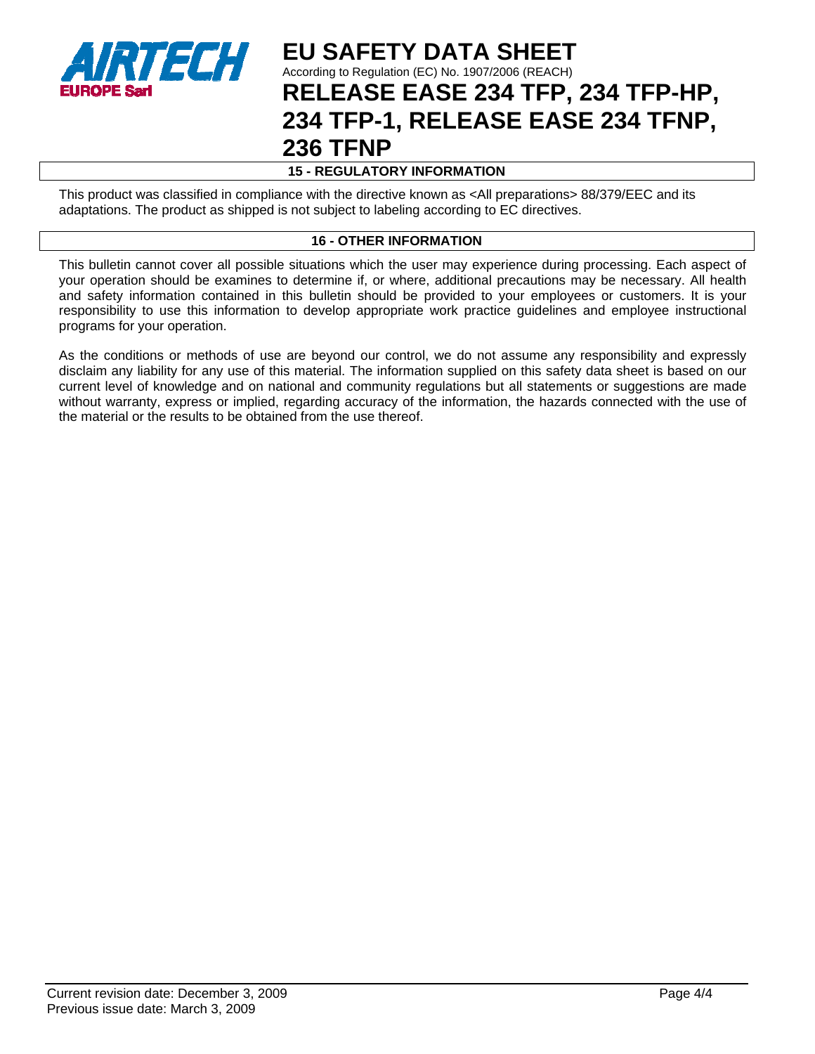## 15 - REGULATORY INFORMATION

This product was classified in compliance with the directive known as <All preparations> 88/379/EEC and its adaptations. The product as shipped is not subject to labeling according to EC directives.

## 16 - OTHER INFORMATION

This bulletin cannot cover all possible situations which the user may experience during processing. Each aspect of your operation should be examines to determine if, or where, additional precautions may be necessary. All health and safety information contained in this bulletin should be provided to your employees or customers. It is your responsibility to use this information to develop appropriate work practice guidelines and employee instructional programs for your operation.

As the conditions or methods of use are beyond our control, we do not assume any responsibility and expressly disclaim any liability for any use of this material. The information supplied on this safety data sheet is based on our current level of knowledge and on national and community regulations but all statements or suggestions are made without warranty, express or implied, regarding accuracy of the information, the hazards connected with the use of the material or the results to be obtained from the use thereof.